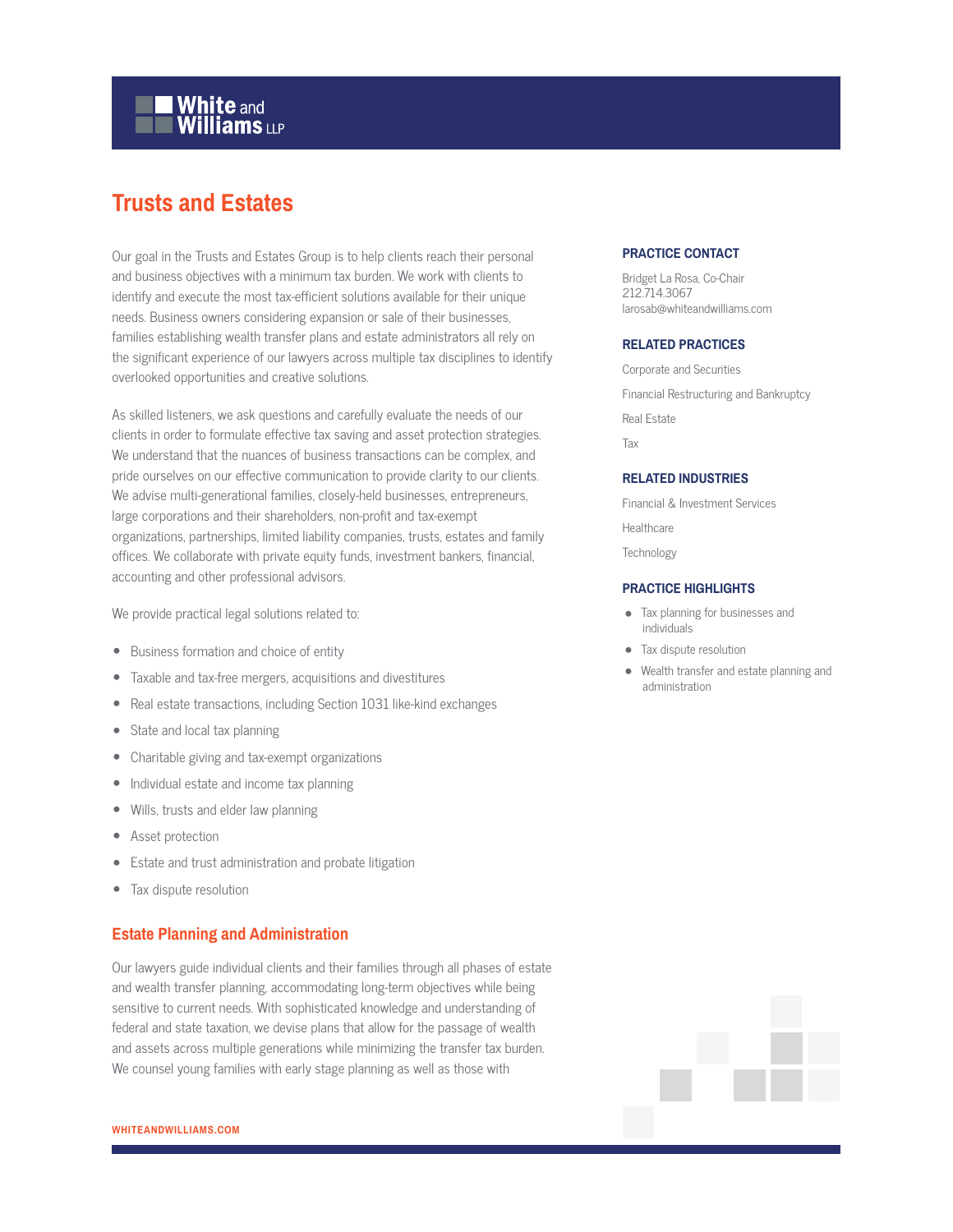# Trusts and Estates

Our goal in the Trusts and Estates Group is to help clients reach their personal and business objectives with a minimum tax burden. We work with clients to identify and execute the most tax-efficient solutions available for their unique needs. Business owners considering expansion or sale of their businesses, families establishing wealth transfer plans and estate administrators all rely on the significant experience of our lawyers across multiple tax disciplines to identify overlooked opportunities and creative solutions.

As skilled listeners, we ask questions and carefully evaluate the needs of our clients in order to formulate effective tax saving and asset protection strategies. We understand that the nuances of business transactions can be complex, and pride ourselves on our effective communication to provide clarity to our clients. We advise multi-generational families, closely-held businesses, entrepreneurs, large corporations and their shareholders, non-profit and tax-exempt organizations, partnerships, limited liability companies, trusts, estates and family offices. We collaborate with private equity funds, investment bankers, financial, accounting and other professional advisors.

We provide practical legal solutions related to:

- Business formation and choice of entity
- Taxable and tax-free mergers, acquisitions and divestitures
- Real estate transactions, including Section 1031 like-kind exchanges
- State and local tax planning
- Charitable giving and tax-exempt organizations
- Individual estate and income tax planning
- Wills, trusts and elder law planning
- Asset protection
- Estate and trust administration and probate litigation
- Tax dispute resolution

## Estate Planning and Administration

Our lawyers guide individual clients and their families through all phases of estate and wealth transfer planning, accommodating long-term objectives while being sensitive to current needs. With sophisticated knowledge and understanding of federal and state taxation, we devise plans that allow for the passage of wealth and assets across multiple generations while minimizing the transfer tax burden. We counsel young families with early stage planning as well as those with

### PRACTICE CONTACT

Bridget La Rosa, Co-Chair
212.714.3067
larosab@whiteandwilliams.com

### RELATED PRACTICES

Corporate and Securities

Financial Restructuring and Bankruptcy

Real Estate

Tax

### RELATED INDUSTRIES

Financial & Investment Services

Healthcare

Technology

### PRACTICE HIGHLIGHTS

- Tax planning for businesses and individuals
- Tax dispute resolution
- Wealth transfer and estate planning and administration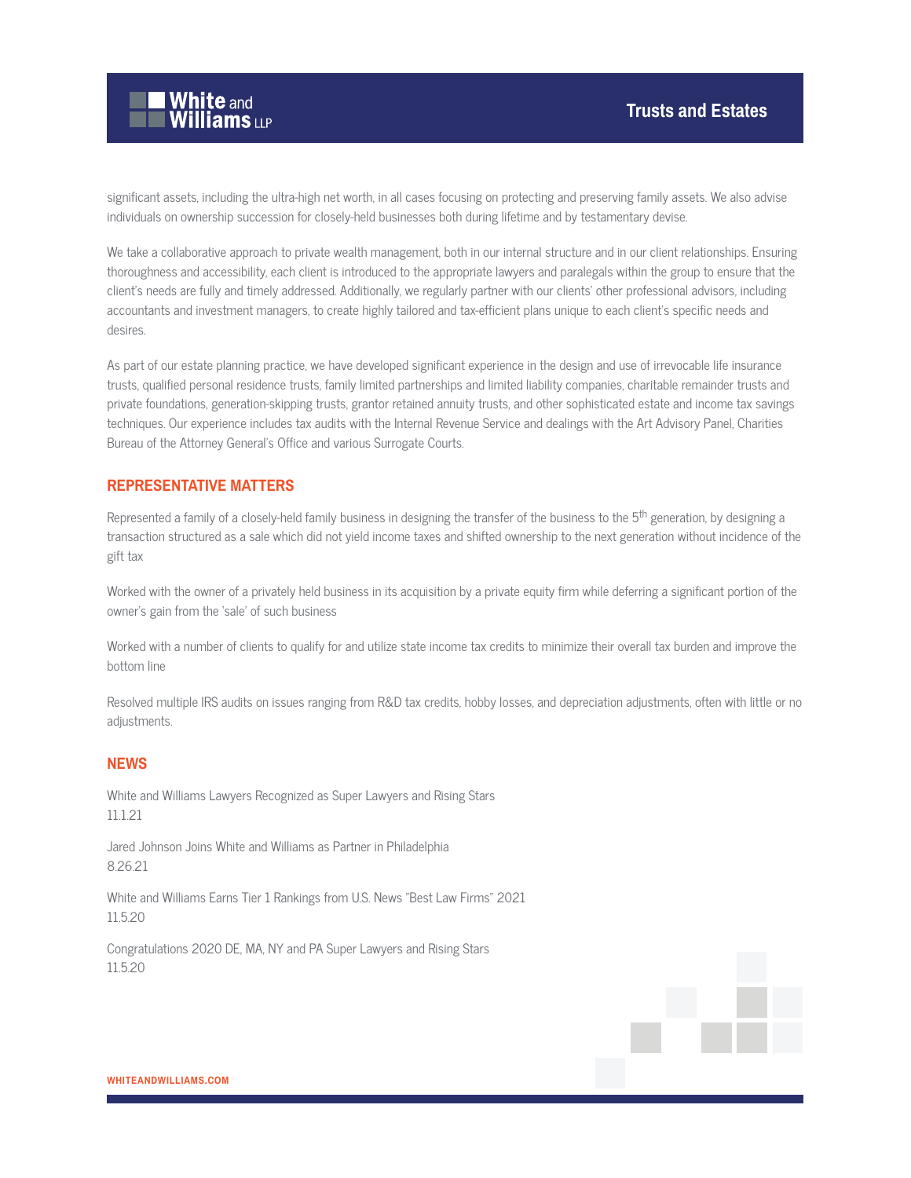significant assets, including the ultra-high net worth, in all cases focusing on protecting and preserving family assets. We also advise individuals on ownership succession for closely-held businesses both during lifetime and by testamentary devise.

We take a collaborative approach to private wealth management, both in our internal structure and in our client relationships. Ensuring thoroughness and accessibility, each client is introduced to the appropriate lawyers and paralegals within the group to ensure that the client's needs are fully and timely addressed. Additionally, we regularly partner with our clients' other professional advisors, including accountants and investment managers, to create highly tailored and tax-efficient plans unique to each client's specific needs and desires.

As part of our estate planning practice, we have developed significant experience in the design and use of irrevocable life insurance trusts, qualified personal residence trusts, family limited partnerships and limited liability companies, charitable remainder trusts and private foundations, generation-skipping trusts, grantor retained annuity trusts, and other sophisticated estate and income tax savings techniques. Our experience includes tax audits with the Internal Revenue Service and dealings with the Art Advisory Panel, Charities Bureau of the Attorney General's Office and various Surrogate Courts.

## REPRESENTATIVE MATTERS

Represented a family of a closely-held family business in designing the transfer of the business to the 5th generation, by designing a transaction structured as a sale which did not yield income taxes and shifted ownership to the next generation without incidence of the gift tax

Worked with the owner of a privately held business in its acquisition by a private equity firm while deferring a significant portion of the owner's gain from the 'sale' of such business

Worked with a number of clients to qualify for and utilize state income tax credits to minimize their overall tax burden and improve the bottom line

Resolved multiple IRS audits on issues ranging from R&D tax credits, hobby losses, and depreciation adjustments, often with little or no adjustments.

## NEWS

White and Williams Lawyers Recognized as Super Lawyers and Rising Stars
11.1.21

Jared Johnson Joins White and Williams as Partner in Philadelphia
8.26.21

White and Williams Earns Tier 1 Rankings from U.S. News "Best Law Firms" 2021
11.5.20

Congratulations 2020 DE, MA, NY and PA Super Lawyers and Rising Stars
11.5.20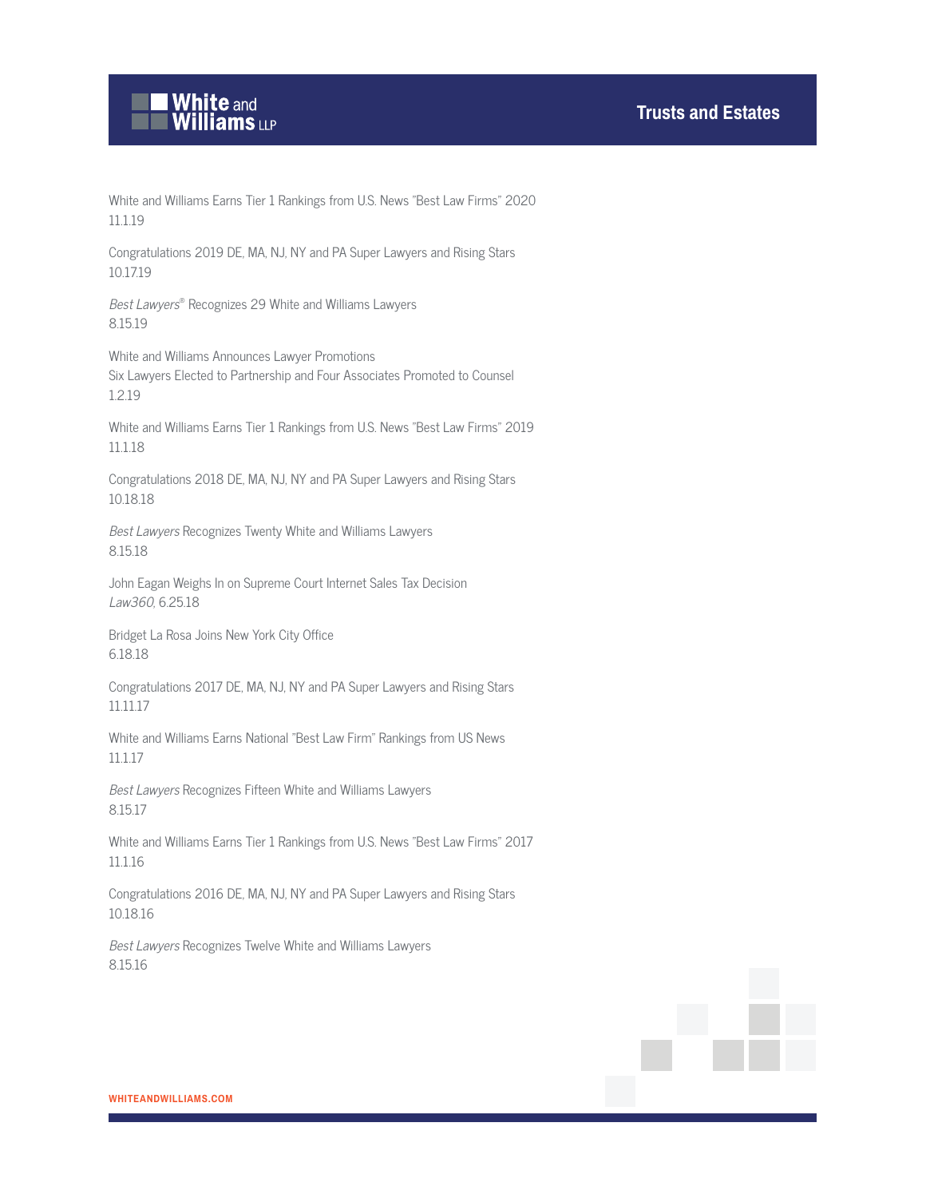White and Williams Earns Tier 1 Rankings from U.S. News "Best Law Firms" 2020
11.1.19

Congratulations 2019 DE, MA, NJ, NY and PA Super Lawyers and Rising Stars
10.17.19

*Best Lawyers*® Recognizes 29 White and Williams Lawyers
8.15.19

White and Williams Announces Lawyer Promotions
Six Lawyers Elected to Partnership and Four Associates Promoted to Counsel
1.2.19

White and Williams Earns Tier 1 Rankings from U.S. News "Best Law Firms" 2019
11.1.18

Congratulations 2018 DE, MA, NJ, NY and PA Super Lawyers and Rising Stars
10.18.18

*Best Lawyers* Recognizes Twenty White and Williams Lawyers
8.15.18

John Eagan Weighs In on Supreme Court Internet Sales Tax Decision
*Law360*, 6.25.18

Bridget La Rosa Joins New York City Office
6.18.18

Congratulations 2017 DE, MA, NJ, NY and PA Super Lawyers and Rising Stars
11.11.17

White and Williams Earns National "Best Law Firm" Rankings from US News
11.1.17

*Best Lawyers* Recognizes Fifteen White and Williams Lawyers
8.15.17

White and Williams Earns Tier 1 Rankings from U.S. News "Best Law Firms" 2017
11.1.16

Congratulations 2016 DE, MA, NJ, NY and PA Super Lawyers and Rising Stars
10.18.16

*Best Lawyers* Recognizes Twelve White and Williams Lawyers
8.15.16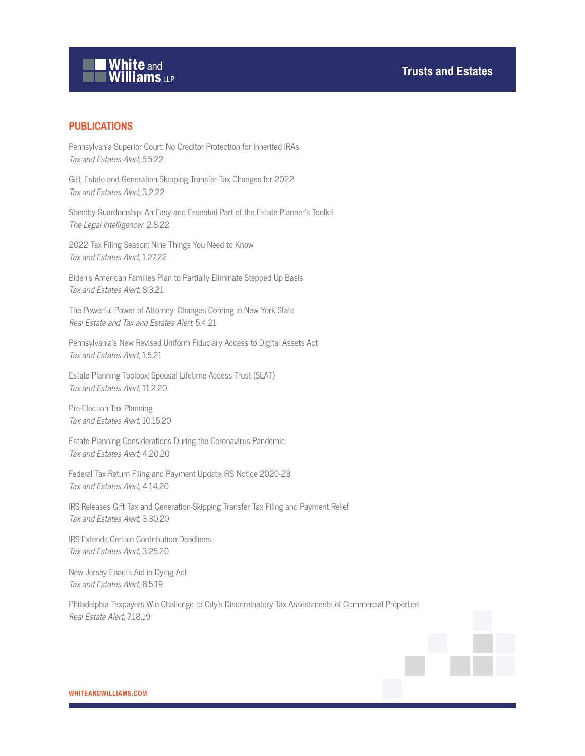## PUBLICATIONS

Pennsylvania Superior Court: No Creditor Protection for Inherited IRAs
*Tax and Estates Alert*, 5.5.22

Gift, Estate and Generation-Skipping Transfer Tax Changes for 2022
*Tax and Estates Alert*, 3.2.22

Standby Guardianship: An Easy and Essential Part of the Estate Planner's Toolkit
*The Legal Intelligencer*, 2.8.22

2022 Tax Filing Season: Nine Things You Need to Know
*Tax and Estates Alert*, 1.27.22

Biden's American Families Plan to Partially Eliminate Stepped Up Basis
*Tax and Estates Alert*, 8.3.21

The Powerful Power of Attorney: Changes Coming in New York State
*Real Estate and Tax and Estates Alert*, 5.4.21

Pennsylvania's New Revised Uniform Fiduciary Access to Digital Assets Act
*Tax and Estates Alert*, 1.5.21

Estate Planning Toolbox: Spousal Lifetime Access Trust (SLAT)
*Tax and Estates Alert*, 11.2.20

Pre-Election Tax Planning
*Tax and Estates Alert*, 10.15.20

Estate Planning Considerations During the Coronavirus Pandemic
*Tax and Estates Alert*, 4.20.20

Federal Tax Return Filing and Payment Update IRS Notice 2020-23
*Tax and Estates Alert*, 4.14.20

IRS Releases Gift Tax and Generation-Skipping Transfer Tax Filing and Payment Relief
*Tax and Estates Alert*, 3.30.20

IRS Extends Certain Contribution Deadlines
*Tax and Estates Alert*, 3.25.20

New Jersey Enacts Aid in Dying Act
*Tax and Estates Alert*, 8.5.19

Philadelphia Taxpayers Win Challenge to City's Discriminatory Tax Assessments of Commercial Properties
*Real Estate Alert*, 7.18.19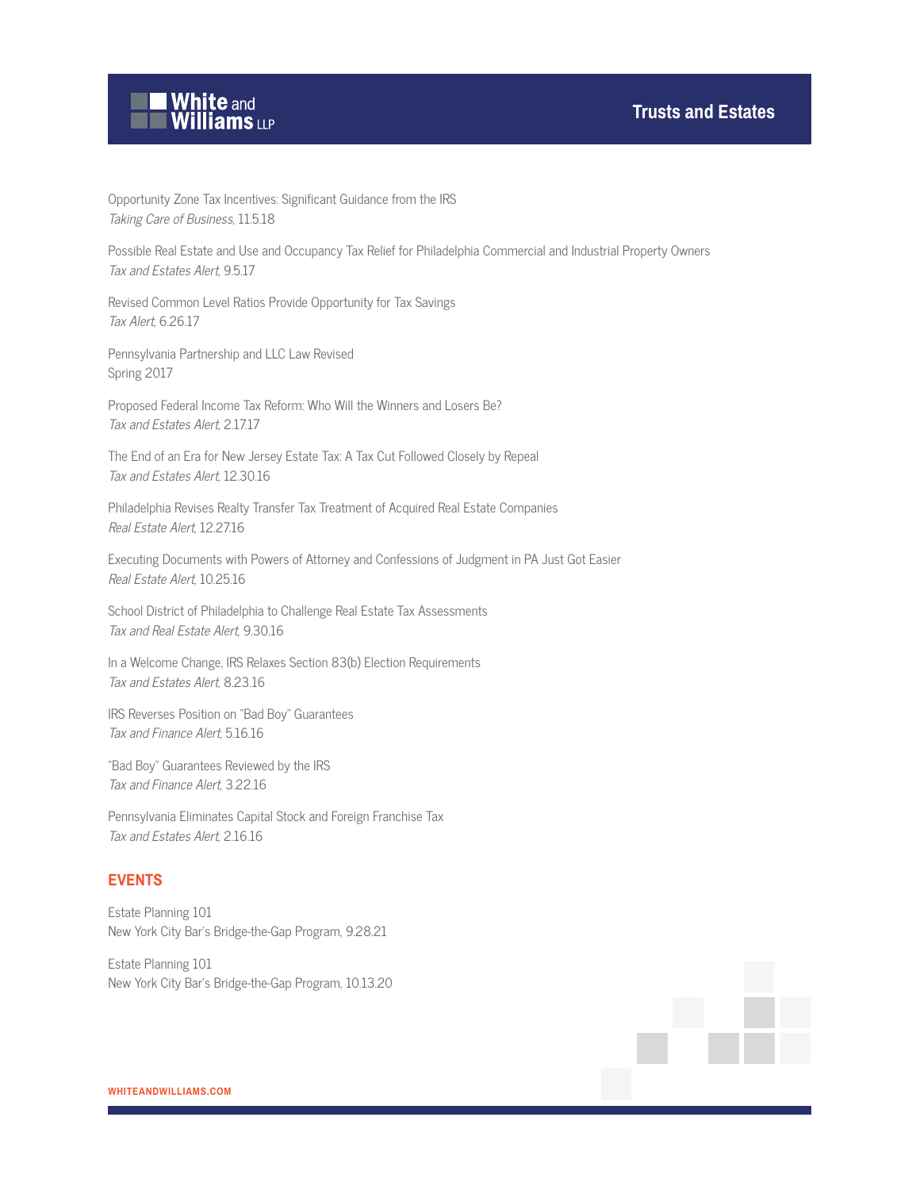Opportunity Zone Tax Incentives: Significant Guidance from the IRS
*Taking Care of Business*, 11.5.18

Possible Real Estate and Use and Occupancy Tax Relief for Philadelphia Commercial and Industrial Property Owners
*Tax and Estates Alert*, 9.5.17

Revised Common Level Ratios Provide Opportunity for Tax Savings
*Tax Alert*, 6.26.17

Pennsylvania Partnership and LLC Law Revised
Spring 2017

Proposed Federal Income Tax Reform: Who Will the Winners and Losers Be?
*Tax and Estates Alert*, 2.17.17

The End of an Era for New Jersey Estate Tax: A Tax Cut Followed Closely by Repeal
*Tax and Estates Alert*, 12.30.16

Philadelphia Revises Realty Transfer Tax Treatment of Acquired Real Estate Companies
*Real Estate Alert*, 12.27.16

Executing Documents with Powers of Attorney and Confessions of Judgment in PA Just Got Easier
*Real Estate Alert*, 10.25.16

School District of Philadelphia to Challenge Real Estate Tax Assessments
*Tax and Real Estate Alert*, 9.30.16

In a Welcome Change, IRS Relaxes Section 83(b) Election Requirements
*Tax and Estates Alert*, 8.23.16

IRS Reverses Position on "Bad Boy" Guarantees
*Tax and Finance Alert*, 5.16.16

"Bad Boy" Guarantees Reviewed by the IRS
*Tax and Finance Alert*, 3.22.16

Pennsylvania Eliminates Capital Stock and Foreign Franchise Tax
*Tax and Estates Alert*, 2.16.16

## EVENTS

Estate Planning 101
New York City Bar's Bridge-the-Gap Program, 9.28.21

Estate Planning 101
New York City Bar's Bridge-the-Gap Program, 10.13.20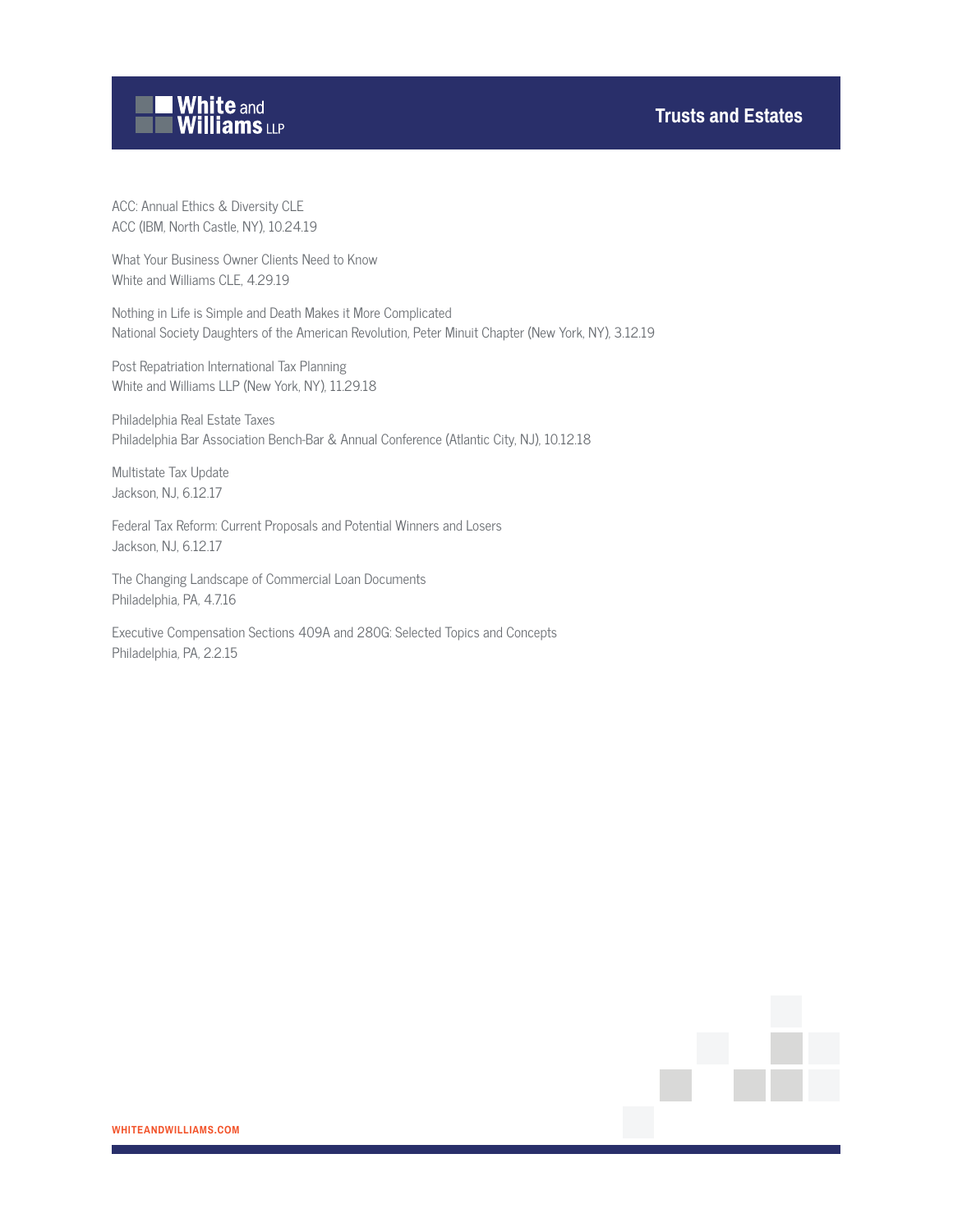ACC: Annual Ethics & Diversity CLE
ACC (IBM, North Castle, NY), 10.24.19

What Your Business Owner Clients Need to Know
White and Williams CLE, 4.29.19

Nothing in Life is Simple and Death Makes it More Complicated
National Society Daughters of the American Revolution, Peter Minuit Chapter (New York, NY), 3.12.19

Post Repatriation International Tax Planning
White and Williams LLP (New York, NY), 11.29.18

Philadelphia Real Estate Taxes
Philadelphia Bar Association Bench-Bar & Annual Conference (Atlantic City, NJ), 10.12.18

Multistate Tax Update
Jackson, NJ, 6.12.17

Federal Tax Reform: Current Proposals and Potential Winners and Losers
Jackson, NJ, 6.12.17

The Changing Landscape of Commercial Loan Documents
Philadelphia, PA, 4.7.16

Executive Compensation Sections 409A and 280G: Selected Topics and Concepts
Philadelphia, PA, 2.2.15